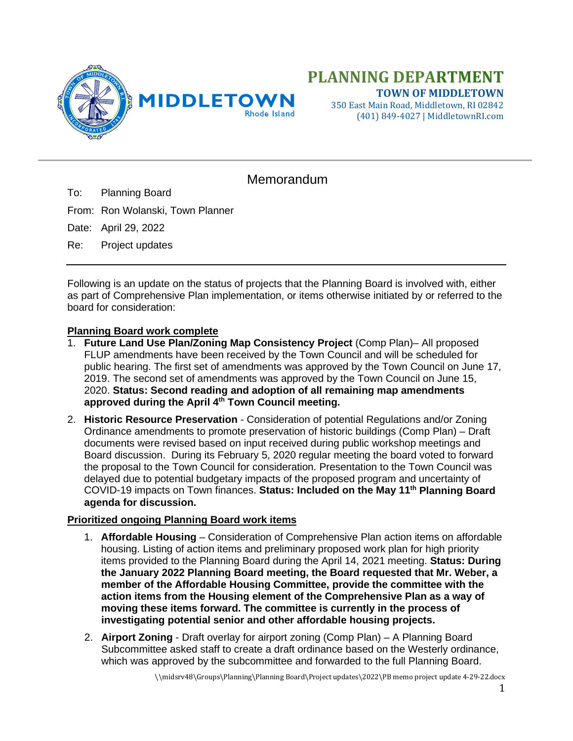# PLANNING DEPARTMENT

**TOWN OF MIDDLETOWN**

350 East Main Road, Middletown, RI 02842
(401) 849-4027 | MiddletownRI.com

---

## Memorandum

To: Planning Board

From: Ron Wolanski, Town Planner

Date: April 29, 2022

Re: Project updates

---

Following is an update on the status of projects that the Planning Board is involved with, either as part of Comprehensive Plan implementation, or items otherwise initiated by or referred to the board for consideration:

**Planning Board work complete**

1. **Future Land Use Plan/Zoning Map Consistency Project** (Comp Plan)– All proposed FLUP amendments have been received by the Town Council and will be scheduled for public hearing. The first set of amendments was approved by the Town Council on June 17, 2019. The second set of amendments was approved by the Town Council on June 15, 2020. **Status: Second reading and adoption of all remaining map amendments approved during the April 4th Town Council meeting.**
2. **Historic Resource Preservation** - Consideration of potential Regulations and/or Zoning Ordinance amendments to promote preservation of historic buildings (Comp Plan) – Draft documents were revised based on input received during public workshop meetings and Board discussion. During its February 5, 2020 regular meeting the board voted to forward the proposal to the Town Council for consideration. Presentation to the Town Council was delayed due to potential budgetary impacts of the proposed program and uncertainty of COVID-19 impacts on Town finances. **Status: Included on the May 11th Planning Board agenda for discussion.**

**Prioritized ongoing Planning Board work items**

1. **Affordable Housing** – Consideration of Comprehensive Plan action items on affordable housing. Listing of action items and preliminary proposed work plan for high priority items provided to the Planning Board during the April 14, 2021 meeting. **Status: During the January 2022 Planning Board meeting, the Board requested that Mr. Weber, a member of the Affordable Housing Committee, provide the committee with the action items from the Housing element of the Comprehensive Plan as a way of moving these items forward. The committee is currently in the process of investigating potential senior and other affordable housing projects.**
2. **Airport Zoning** - Draft overlay for airport zoning (Comp Plan) – A Planning Board Subcommittee asked staff to create a draft ordinance based on the Westerly ordinance, which was approved by the subcommittee and forwarded to the full Planning Board.

\\midsrv48\Groups\Planning\Planning Board\Project updates\2022\PB memo project update 4-29-22.docx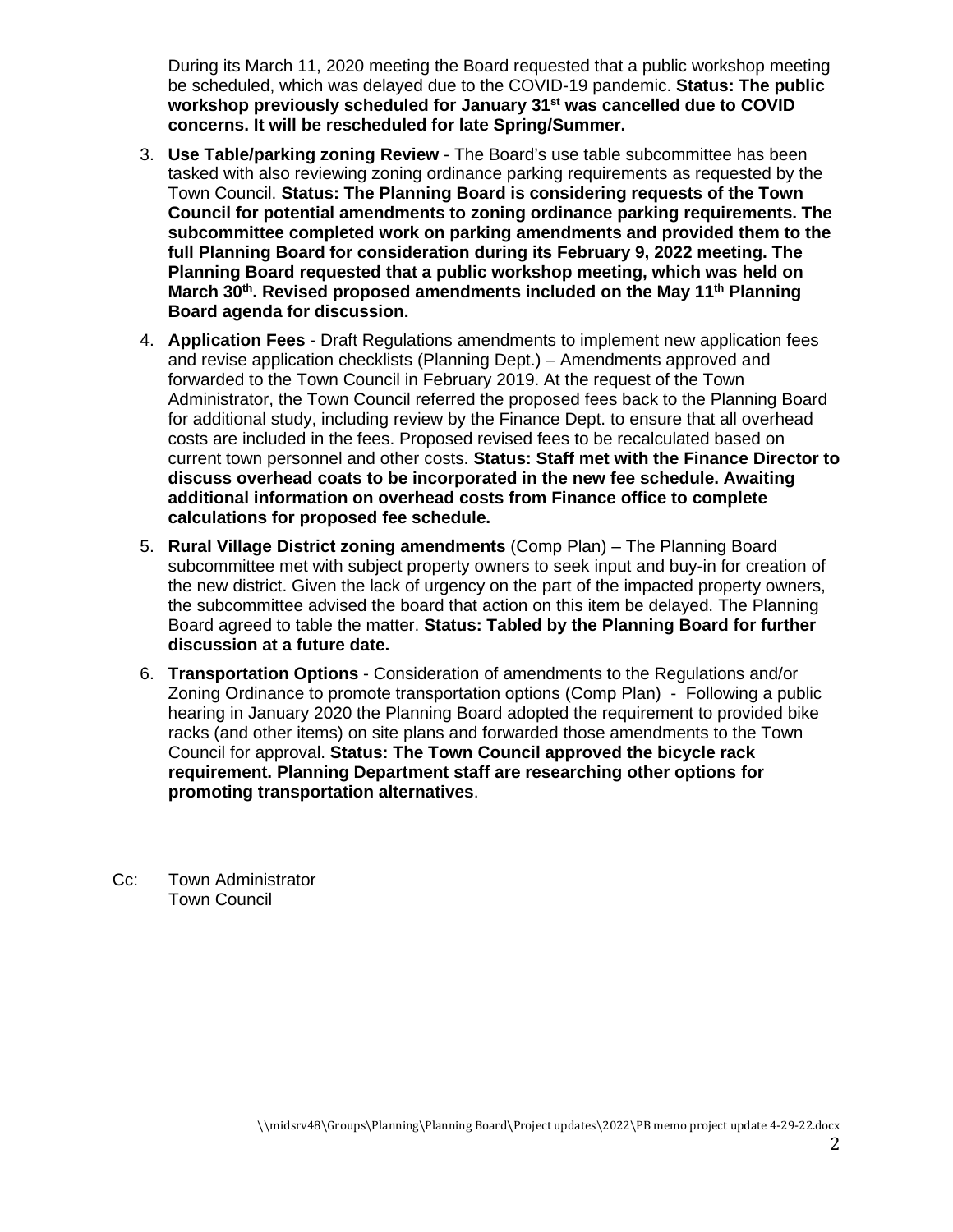During its March 11, 2020 meeting the Board requested that a public workshop meeting be scheduled, which was delayed due to the COVID-19 pandemic. **Status: The public workshop previously scheduled for January 31st was cancelled due to COVID concerns. It will be rescheduled for late Spring/Summer.**

3. **Use Table/parking zoning Review** - The Board's use table subcommittee has been tasked with also reviewing zoning ordinance parking requirements as requested by the Town Council. **Status: The Planning Board is considering requests of the Town Council for potential amendments to zoning ordinance parking requirements. The subcommittee completed work on parking amendments and provided them to the full Planning Board for consideration during its February 9, 2022 meeting. The Planning Board requested that a public workshop meeting, which was held on March 30th. Revised proposed amendments included on the May 11th Planning Board agenda for discussion.**

4. **Application Fees** - Draft Regulations amendments to implement new application fees and revise application checklists (Planning Dept.) – Amendments approved and forwarded to the Town Council in February 2019. At the request of the Town Administrator, the Town Council referred the proposed fees back to the Planning Board for additional study, including review by the Finance Dept. to ensure that all overhead costs are included in the fees. Proposed revised fees to be recalculated based on current town personnel and other costs. **Status: Staff met with the Finance Director to discuss overhead coats to be incorporated in the new fee schedule. Awaiting additional information on overhead costs from Finance office to complete calculations for proposed fee schedule.**

5. **Rural Village District zoning amendments** (Comp Plan) – The Planning Board subcommittee met with subject property owners to seek input and buy-in for creation of the new district. Given the lack of urgency on the part of the impacted property owners, the subcommittee advised the board that action on this item be delayed. The Planning Board agreed to table the matter. **Status: Tabled by the Planning Board for further discussion at a future date.**

6. **Transportation Options** - Consideration of amendments to the Regulations and/or Zoning Ordinance to promote transportation options (Comp Plan) - Following a public hearing in January 2020 the Planning Board adopted the requirement to provided bike racks (and other items) on site plans and forwarded those amendments to the Town Council for approval. **Status: The Town Council approved the bicycle rack requirement. Planning Department staff are researching other options for promoting transportation alternatives**.

Cc: Town Administrator
Town Council

\\midsrv48\Groups\Planning\Planning Board\Project updates\2022\PB memo project update 4-29-22.docx